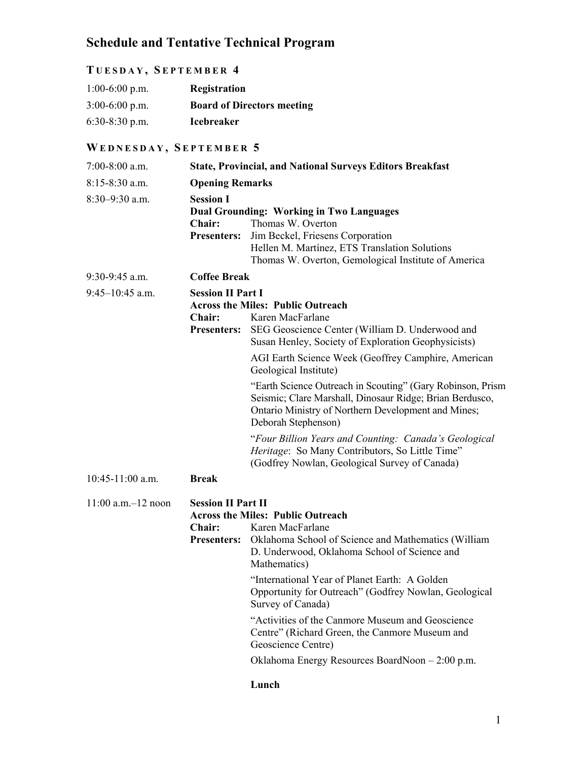# Schedule and Tentative Technical Program

## Tuesday, September 4

| | |
|---|---|
| 1:00-6:00 p.m. | **Registration** |
| 3:00-6:00 p.m. | **Board of Directors meeting** |
| 6:30-8:30 p.m. | **Icebreaker** |

## Wednesday, September 5

7:00-8:00 a.m. — **State, Provincial, and National Surveys Editors Breakfast**

8:15-8:30 a.m. — **Opening Remarks**

8:30–9:30 a.m. — **Session I**
**Dual Grounding: Working in Two Languages**
**Chair:** Thomas W. Overton
**Presenters:** Jim Beckel, Friesens Corporation
Hellen M. Martínez, ETS Translation Solutions
Thomas W. Overton, Gemological Institute of America

9:30-9:45 a.m. — **Coffee Break**

9:45–10:45 a.m. — **Session II Part I**
**Across the Miles: Public Outreach**
**Chair:** Karen MacFarlane
**Presenters:** SEG Geoscience Center (William D. Underwood and Susan Henley, Society of Exploration Geophysicists)

AGI Earth Science Week (Geoffrey Camphire, American Geological Institute)

"Earth Science Outreach in Scouting" (Gary Robinson, Prism Seismic; Clare Marshall, Dinosaur Ridge; Brian Berdusco, Ontario Ministry of Northern Development and Mines; Deborah Stephenson)

"*Four Billion Years and Counting: Canada's Geological Heritage*: So Many Contributors, So Little Time" (Godfrey Nowlan, Geological Survey of Canada)

10:45-11:00 a.m. — **Break**

11:00 a.m.–12 noon — **Session II Part II**
**Across the Miles: Public Outreach**
**Chair:** Karen MacFarlane
**Presenters:** Oklahoma School of Science and Mathematics (William D. Underwood, Oklahoma School of Science and Mathematics)

"International Year of Planet Earth: A Golden Opportunity for Outreach" (Godfrey Nowlan, Geological Survey of Canada)

"Activities of the Canmore Museum and Geoscience Centre" (Richard Green, the Canmore Museum and Geoscience Centre)

Oklahoma Energy Resources BoardNoon – 2:00 p.m.

**Lunch**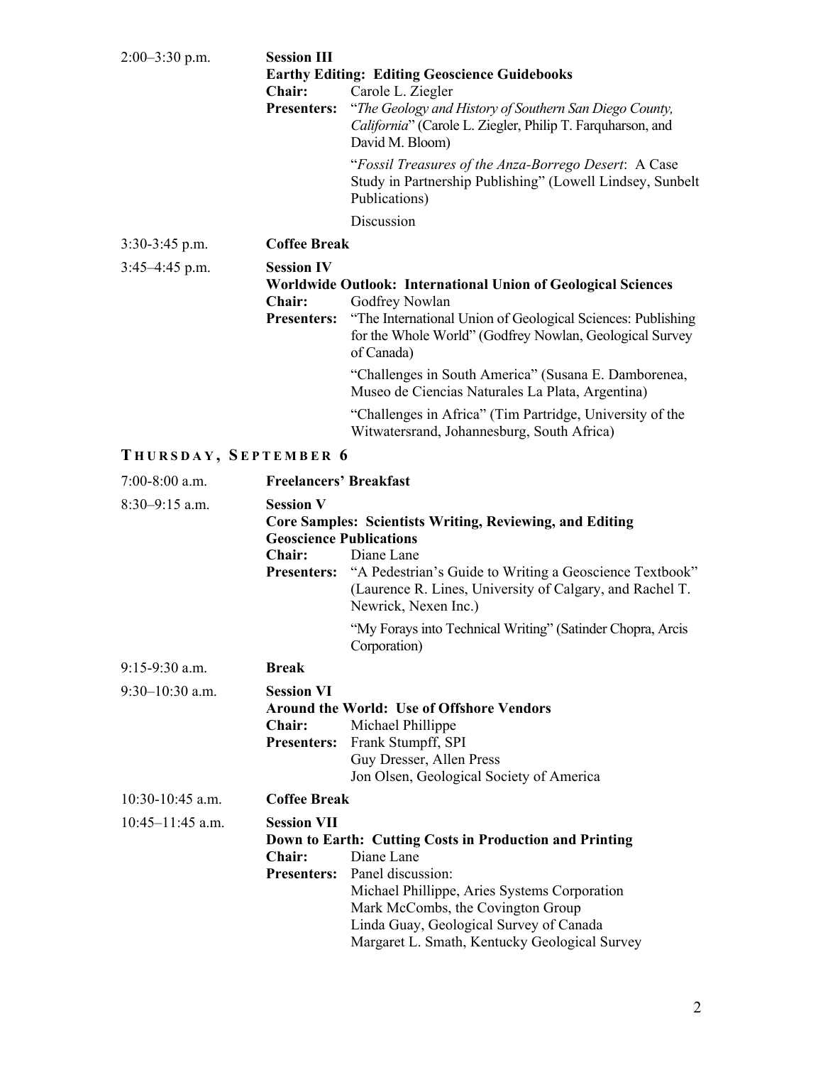**2:00–3:30 p.m.** — **Session III**
**Earthy Editing: Editing Geoscience Guidebooks**
**Chair:** Carole L. Ziegler
**Presenters:** "*The Geology and History of Southern San Diego County, California*" (Carole L. Ziegler, Philip T. Farquharson, and David M. Bloom)

"*Fossil Treasures of the Anza-Borrego Desert*: A Case Study in Partnership Publishing" (Lowell Lindsey, Sunbelt Publications)

Discussion

**3:30-3:45 p.m.** — **Coffee Break**

**3:45–4:45 p.m.** — **Session IV**
**Worldwide Outlook: International Union of Geological Sciences**
**Chair:** Godfrey Nowlan
**Presenters:** "The International Union of Geological Sciences: Publishing for the Whole World" (Godfrey Nowlan, Geological Survey of Canada)

"Challenges in South America" (Susana E. Damborenea, Museo de Ciencias Naturales La Plata, Argentina)

"Challenges in Africa" (Tim Partridge, University of the Witwatersrand, Johannesburg, South Africa)

## THURSDAY, SEPTEMBER 6

**7:00-8:00 a.m.** — **Freelancers' Breakfast**

**8:30–9:15 a.m.** — **Session V**
**Core Samples: Scientists Writing, Reviewing, and Editing Geoscience Publications**
**Chair:** Diane Lane
**Presenters:** "A Pedestrian's Guide to Writing a Geoscience Textbook" (Laurence R. Lines, University of Calgary, and Rachel T. Newrick, Nexen Inc.)

"My Forays into Technical Writing" (Satinder Chopra, Arcis Corporation)

**9:15-9:30 a.m.** — **Break**

**9:30–10:30 a.m.** — **Session VI**
**Around the World: Use of Offshore Vendors**
**Chair:** Michael Phillippe
**Presenters:** Frank Stumpff, SPI
Guy Dresser, Allen Press
Jon Olsen, Geological Society of America

**10:30-10:45 a.m.** — **Coffee Break**

**10:45–11:45 a.m.** — **Session VII**
**Down to Earth: Cutting Costs in Production and Printing**
**Chair:** Diane Lane
**Presenters:** Panel discussion:
Michael Phillippe, Aries Systems Corporation
Mark McCombs, the Covington Group
Linda Guay, Geological Survey of Canada
Margaret L. Smath, Kentucky Geological Survey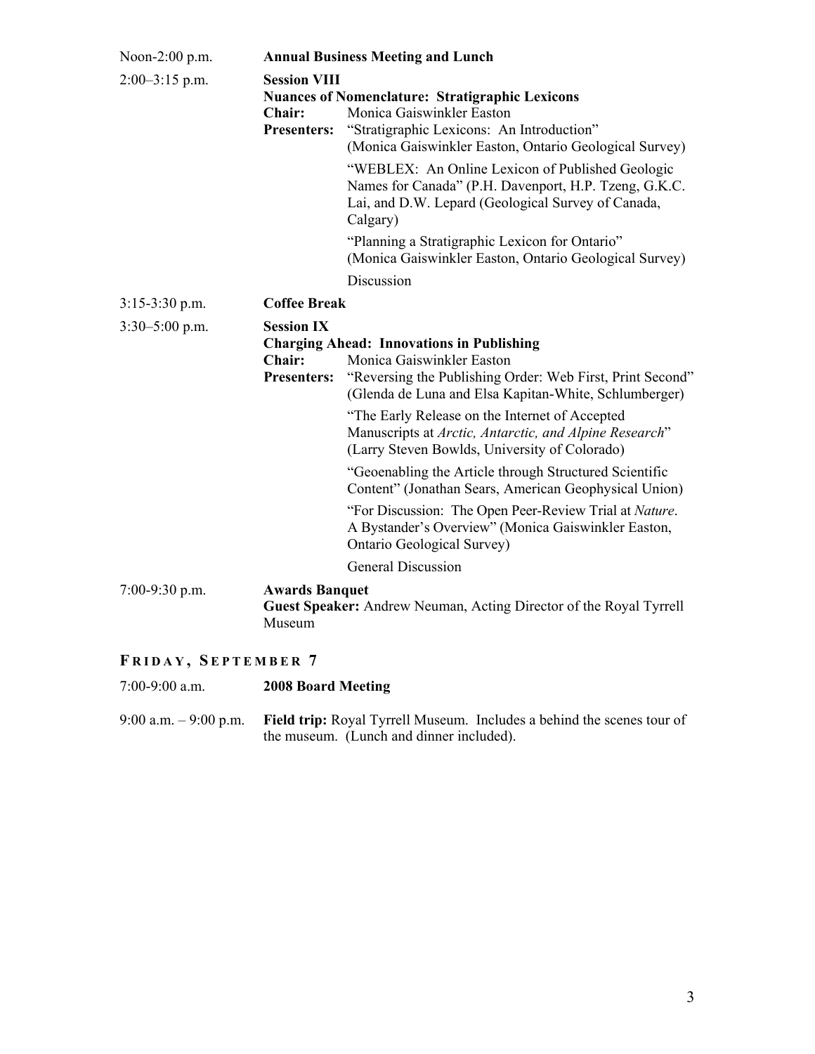Noon-2:00 p.m. **Annual Business Meeting and Lunch**

2:00–3:15 p.m. **Session VIII**

**Nuances of Nomenclature: Stratigraphic Lexicons**

**Chair:** Monica Gaiswinkler Easton

**Presenters:** "Stratigraphic Lexicons: An Introduction" (Monica Gaiswinkler Easton, Ontario Geological Survey)

"WEBLEX: An Online Lexicon of Published Geologic Names for Canada" (P.H. Davenport, H.P. Tzeng, G.K.C. Lai, and D.W. Lepard (Geological Survey of Canada, Calgary)

"Planning a Stratigraphic Lexicon for Ontario" (Monica Gaiswinkler Easton, Ontario Geological Survey)

Discussion

3:15-3:30 p.m. **Coffee Break**

3:30–5:00 p.m. **Session IX**

**Charging Ahead: Innovations in Publishing**

**Chair:** Monica Gaiswinkler Easton

**Presenters:** "Reversing the Publishing Order: Web First, Print Second" (Glenda de Luna and Elsa Kapitan-White, Schlumberger)

"The Early Release on the Internet of Accepted Manuscripts at *Arctic, Antarctic, and Alpine Research*" (Larry Steven Bowlds, University of Colorado)

"Geoenabling the Article through Structured Scientific Content" (Jonathan Sears, American Geophysical Union)

"For Discussion: The Open Peer-Review Trial at *Nature*. A Bystander's Overview" (Monica Gaiswinkler Easton, Ontario Geological Survey)

General Discussion

7:00-9:30 p.m. **Awards Banquet**

**Guest Speaker:** Andrew Neuman, Acting Director of the Royal Tyrrell Museum

## FRIDAY, SEPTEMBER 7

7:00-9:00 a.m. **2008 Board Meeting**

9:00 a.m. – 9:00 p.m. **Field trip:** Royal Tyrrell Museum. Includes a behind the scenes tour of the museum. (Lunch and dinner included).